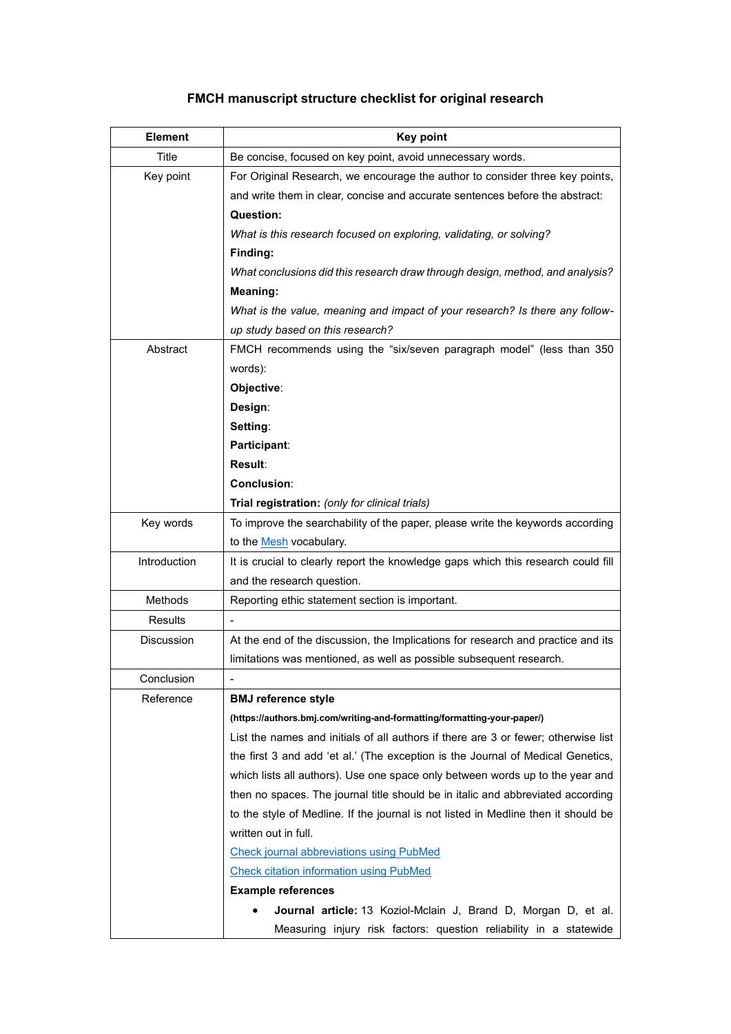# FMCH manuscript structure checklist for original research

| Element | Key point |
| --- | --- |
| Title | Be concise, focused on key point, avoid unnecessary words. |
| Key point | For Original Research, we encourage the author to consider three key points, and write them in clear, concise and accurate sentences before the abstract:<br>**Question:**<br>*What is this research focused on exploring, validating, or solving?*<br>**Finding:**<br>*What conclusions did this research draw through design, method, and analysis?*<br>**Meaning:**<br>*What is the value, meaning and impact of your research? Is there any follow-up study based on this research?* |
| Abstract | FMCH recommends using the "six/seven paragraph model" (less than 350 words):<br>**Objective**:<br>**Design**:<br>**Setting**:<br>**Participant**:<br>**Result**:<br>**Conclusion**:<br>**Trial registration:** *(only for clinical trials)* |
| Key words | To improve the searchability of the paper, please write the keywords according to the Mesh vocabulary. |
| Introduction | It is crucial to clearly report the knowledge gaps which this research could fill and the research question. |
| Methods | Reporting ethic statement section is important. |
| Results | - |
| Discussion | At the end of the discussion, the Implications for research and practice and its limitations was mentioned, as well as possible subsequent research. |
| Conclusion | - |
| Reference | **BMJ reference style**<br>**(https://authors.bmj.com/writing-and-formatting/formatting-your-paper/)**<br>List the names and initials of all authors if there are 3 or fewer; otherwise list the first 3 and add 'et al.' (The exception is the Journal of Medical Genetics, which lists all authors). Use one space only between words up to the year and then no spaces. The journal title should be in italic and abbreviated according to the style of Medline. If the journal is not listed in Medline then it should be written out in full.<br>Check journal abbreviations using PubMed<br>Check citation information using PubMed<br>**Example references**<br>• **Journal article:** 13 Koziol-Mclain J, Brand D, Morgan D, et al. Measuring injury risk factors: question reliability in a statewide |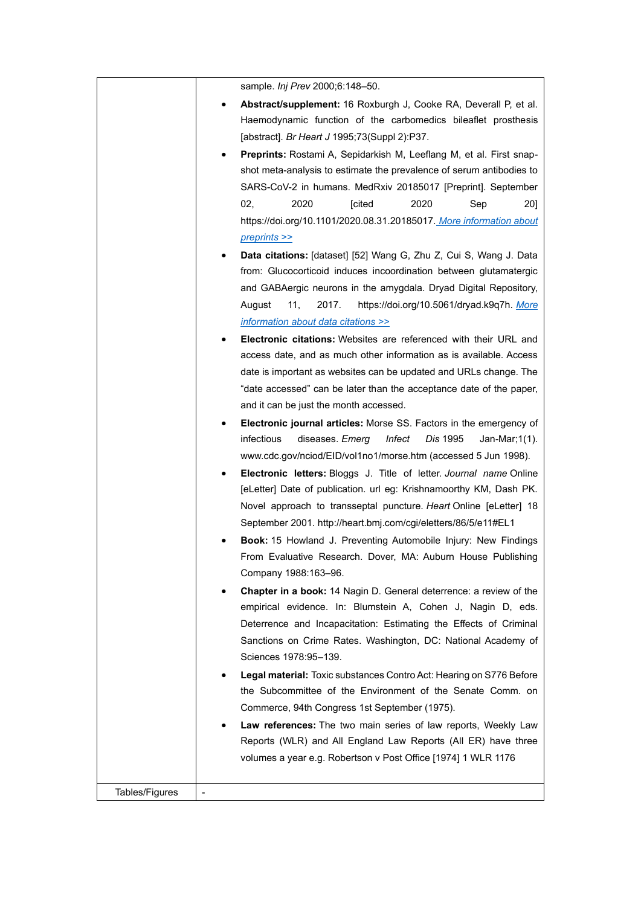| | |
|---|---|
| | sample. *Inj Prev* 2000;6:148–50.<br>• **Abstract/supplement:** 16 Roxburgh J, Cooke RA, Deverall P, et al. Haemodynamic function of the carbomedics bileaflet prosthesis [abstract]. *Br Heart J* 1995;73(Suppl 2):P37.<br>• **Preprints:** Rostami A, Sepidarkish M, Leeflang M, et al. First snap-shot meta-analysis to estimate the prevalence of serum antibodies to SARS-CoV-2 in humans. MedRxiv 20185017 [Preprint]. September 02, 2020 [cited 2020 Sep 20] https://doi.org/10.1101/2020.08.31.20185017. More information about preprints >><br>• **Data citations:** [dataset] [52] Wang G, Zhu Z, Cui S, Wang J. Data from: Glucocorticoid induces incoordination between glutamatergic and GABAergic neurons in the amygdala. Dryad Digital Repository, August 11, 2017. https://doi.org/10.5061/dryad.k9q7h. More information about data citations >><br>• **Electronic citations:** Websites are referenced with their URL and access date, and as much other information as is available. Access date is important as websites can be updated and URLs change. The "date accessed" can be later than the acceptance date of the paper, and it can be just the month accessed.<br>• **Electronic journal articles:** Morse SS. Factors in the emergency of infectious diseases. *Emerg Infect Dis* 1995 Jan-Mar;1(1). www.cdc.gov/nciod/EID/vol1no1/morse.htm (accessed 5 Jun 1998).<br>• **Electronic letters:** Bloggs J. Title of letter. *Journal name* Online [eLetter] Date of publication. url eg: Krishnamoorthy KM, Dash PK. Novel approach to transseptal puncture. *Heart* Online [eLetter] 18 September 2001. http://heart.bmj.com/cgi/eletters/86/5/e11#EL1<br>• **Book:** 15 Howland J. Preventing Automobile Injury: New Findings From Evaluative Research. Dover, MA: Auburn House Publishing Company 1988:163–96.<br>• **Chapter in a book:** 14 Nagin D. General deterrence: a review of the empirical evidence. In: Blumstein A, Cohen J, Nagin D, eds. Deterrence and Incapacitation: Estimating the Effects of Criminal Sanctions on Crime Rates. Washington, DC: National Academy of Sciences 1978:95–139.<br>• **Legal material:** Toxic substances Contro Act: Hearing on S776 Before the Subcommittee of the Environment of the Senate Comm. on Commerce, 94th Congress 1st September (1975).<br>• **Law references:** The two main series of law reports, Weekly Law Reports (WLR) and All England Law Reports (All ER) have three volumes a year e.g. Robertson v Post Office [1974] 1 WLR 1176 |
| Tables/Figures | - |